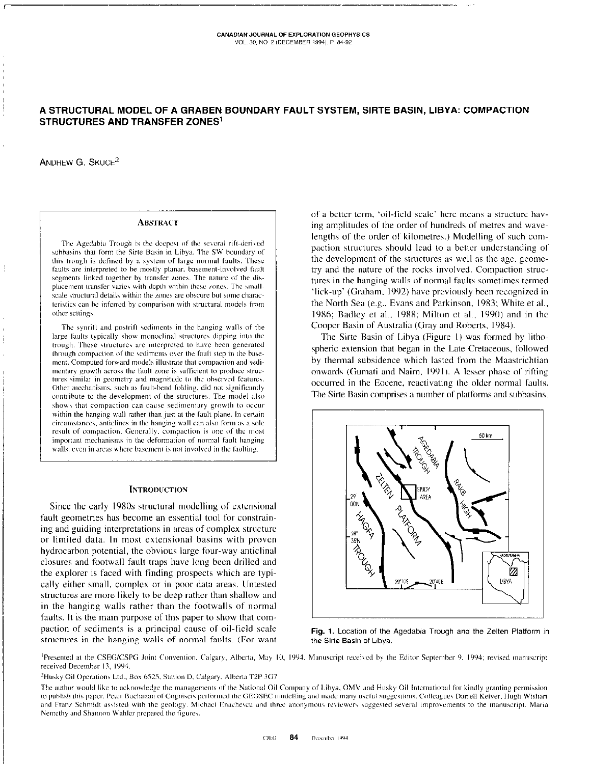# A STRUCTURAL MODEL OF A GRABEN BOUNDARY FAULT SYSTEM, SIRTE BASIN, LIBYA: COMPACTION STRUCTURES AND TRANSFER ZONES[1]

ANDREW G. SKUCE[2]

## ABSTRACT

The Agedabia Trough is the deepest of the several rift-derived subbasins that form the Sirte Basin in Libya. The SW boundary of this trough is defined by a system of large normal faults. These faults are interpreted to be mostly planar, basement-involved fault segments linked together by transfer zones. The nature of the displacement transfer varies with depth within these zones. The small-scale structural details within the zones are obscure but some characteristics can be inferred by comparison with structural models from other settings.

The synrift and postrift sediments in the hanging walls of the large faults typically show monoclinal structures dipping into the trough. These structures are interpreted to have been generated through compaction of the sediments over the fault step in the basement. Computed forward models illustrate that compaction and sedimentary growth across the fault zone is sufficient to produce structures similar in geometry and magnitude to the observed features. Other mechanisms, such as fault-bend folding, did not significantly contribute to the development of the structures. The model also shows that compaction can cause sedimentary growth to occur within the hanging wall rather than just at the fault plane. In certain circumstances, anticlines in the hanging wall can also form as a sole result of compaction. Generally, compaction is one of the most important mechanisms in the deformation of normal fault hanging walls, even in areas where basement is not involved in the faulting.

## INTRODUCTION

Since the early 1980s structural modelling of extensional fault geometries has become an essential tool for constraining and guiding interpretations in areas of complex structure or limited data. In most extensional basins with proven hydrocarbon potential, the obvious large four-way anticlinal closures and footwall fault traps have long been drilled and the explorer is faced with finding prospects which are typically either small, complex or in poor data areas. Untested structures are more likely to be deep rather than shallow and in the hanging walls rather than the footwalls of normal faults. It is the main purpose of this paper to show that compaction of sediments is a principal cause of oil-field scale structures in the hanging walls of normal faults. (For want of a better term, 'oil-field scale' here means a structure having amplitudes of the order of hundreds of metres and wavelengths of the order of kilometres.) Modelling of such compaction structures should lead to a better understanding of the development of the structures as well as the age, geometry and the nature of the rocks involved. Compaction structures in the hanging walls of normal faults sometimes termed 'lick-up' (Graham, 1992) have previously been recognized in the North Sea (e.g., Evans and Parkinson, 1983; White et al., 1986; Badley et al., 1988; Milton et al., 1990) and in the Cooper Basin of Australia (Gray and Roberts, 1984).

The Sirte Basin of Libya (Figure 1) was formed by lithospheric extension that began in the Late Cretaceous, followed by thermal subsidence which lasted from the Maastrichtian onwards (Gumati and Nairn, 1991). A lesser phase of rifting occurred in the Eocene, reactivating the older normal faults. The Sirte Basin comprises a number of platforms and subbasins.

**Fig. 1.** Location of the Agedabia Trough and the Zelten Platform in the Sirte Basin of Libya.

---

[1]Presented at the CSEG/CSPG Joint Convention, Calgary, Alberta, May 10, 1994. Manuscript received by the Editor September 9, 1994; revised manuscript received December 13, 1994.

[2]Husky Oil Operations Ltd., Box 6525, Station D, Calgary, Alberta T2P 3G7

The author would like to acknowledge the managements of the National Oil Company of Libya, OMV and Husky Oil International for kindly granting permission to publish this paper. Peter Buchanan of Cogniseis performed the GEOSEC modelling and made many useful suggestions. Colleagues Durrell Keiver, Hugh Wishart and Franz Schmidt assisted with the geology. Michael Enachescu and three anonymous reviewers suggested several improvements to the manuscript. Maria Nemethy and Shannon Wahler prepared the figures.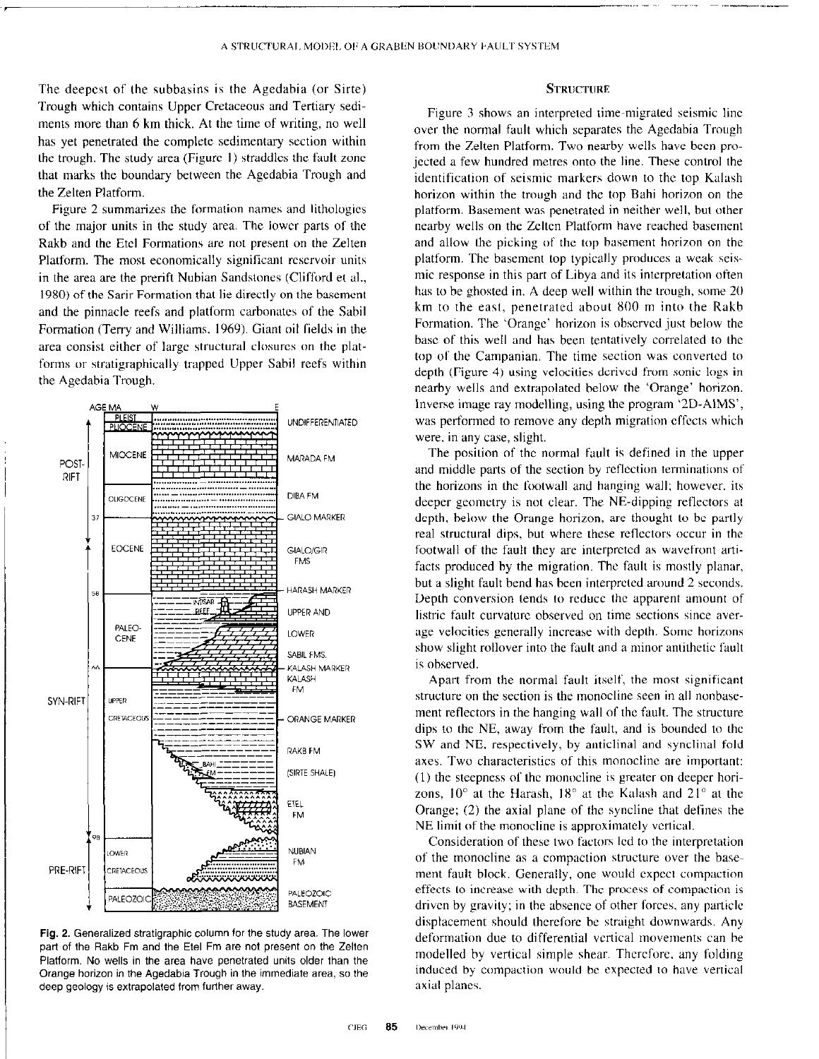The deepest of the subbasins is the Agedabia (or Sirte) Trough which contains Upper Cretaceous and Tertiary sediments more than 6 km thick. At the time of writing, no well has yet penetrated the complete sedimentary section within the trough. The study area (Figure 1) straddles the fault zone that marks the boundary between the Agedabia Trough and the Zelten Platform.

Figure 2 summarizes the formation names and lithologies of the major units in the study area. The lower parts of the Rakb and the Etel Formations are not present on the Zelten Platform. The most economically significant reservoir units in the area are the prerift Nubian Sandstones (Clifford et al., 1980) of the Sarir Formation that lie directly on the basement and the pinnacle reefs and platform carbonates of the Sabil Formation (Terry and Williams, 1969). Giant oil fields in the area consist either of large structural closures on the platforms or stratigraphically trapped Upper Sabil reefs within the Agedabia Trough.

**Fig. 2.** Generalized stratigraphic column for the study area. The lower part of the Rakb Fm and the Etel Fm are not present on the Zelten Platform. No wells in the area have penetrated units older than the Orange horizon in the Agedabia Trough in the immediate area, so the deep geology is extrapolated from further away.

## Structure

Figure 3 shows an interpreted time-migrated seismic line over the normal fault which separates the Agedabia Trough from the Zelten Platform. Two nearby wells have been projected a few hundred metres onto the line. These control the identification of seismic markers down to the top Kalash horizon within the trough and the top Bahi horizon on the platform. Basement was penetrated in neither well, but other nearby wells on the Zelten Platform have reached basement and allow the picking of the top basement horizon on the platform. The basement top typically produces a weak seismic response in this part of Libya and its interpretation often has to be ghosted in. A deep well within the trough, some 20 km to the east, penetrated about 800 m into the Rakb Formation. The 'Orange' horizon is observed just below the base of this well and has been tentatively correlated to the top of the Campanian. The time section was converted to depth (Figure 4) using velocities derived from sonic logs in nearby wells and extrapolated below the 'Orange' horizon. Inverse image ray modelling, using the program '2D-AIMS', was performed to remove any depth migration effects which were, in any case, slight.

The position of the normal fault is defined in the upper and middle parts of the section by reflection terminations of the horizons in the footwall and hanging wall; however, its deeper geometry is not clear. The NE-dipping reflectors at depth, below the Orange horizon, are thought to be partly real structural dips, but where these reflectors occur in the footwall of the fault they are interpreted as wavefront artifacts produced by the migration. The fault is mostly planar, but a slight fault bend has been interpreted around 2 seconds. Depth conversion tends to reduce the apparent amount of listric fault curvature observed on time sections since average velocities generally increase with depth. Some horizons show slight rollover into the fault and a minor antithetic fault is observed.

Apart from the normal fault itself, the most significant structure on the section is the monocline seen in all nonbasement reflectors in the hanging wall of the fault. The structure dips to the NE, away from the fault, and is bounded to the SW and NE, respectively, by anticlinal and synclinal fold axes. Two characteristics of this monocline are important: (1) the steepness of the monocline is greater on deeper horizons, 10° at the Harash, 18° at the Kalash and 21° at the Orange; (2) the axial plane of the syncline that defines the NE limit of the monocline is approximately vertical.

Consideration of these two factors led to the interpretation of the monocline as a compaction structure over the basement fault block. Generally, one would expect compaction effects to increase with depth. The process of compaction is driven by gravity; in the absence of other forces, any particle displacement should therefore be straight downwards. Any deformation due to differential vertical movements can be modelled by vertical simple shear. Therefore, any folding induced by compaction would be expected to have vertical axial planes.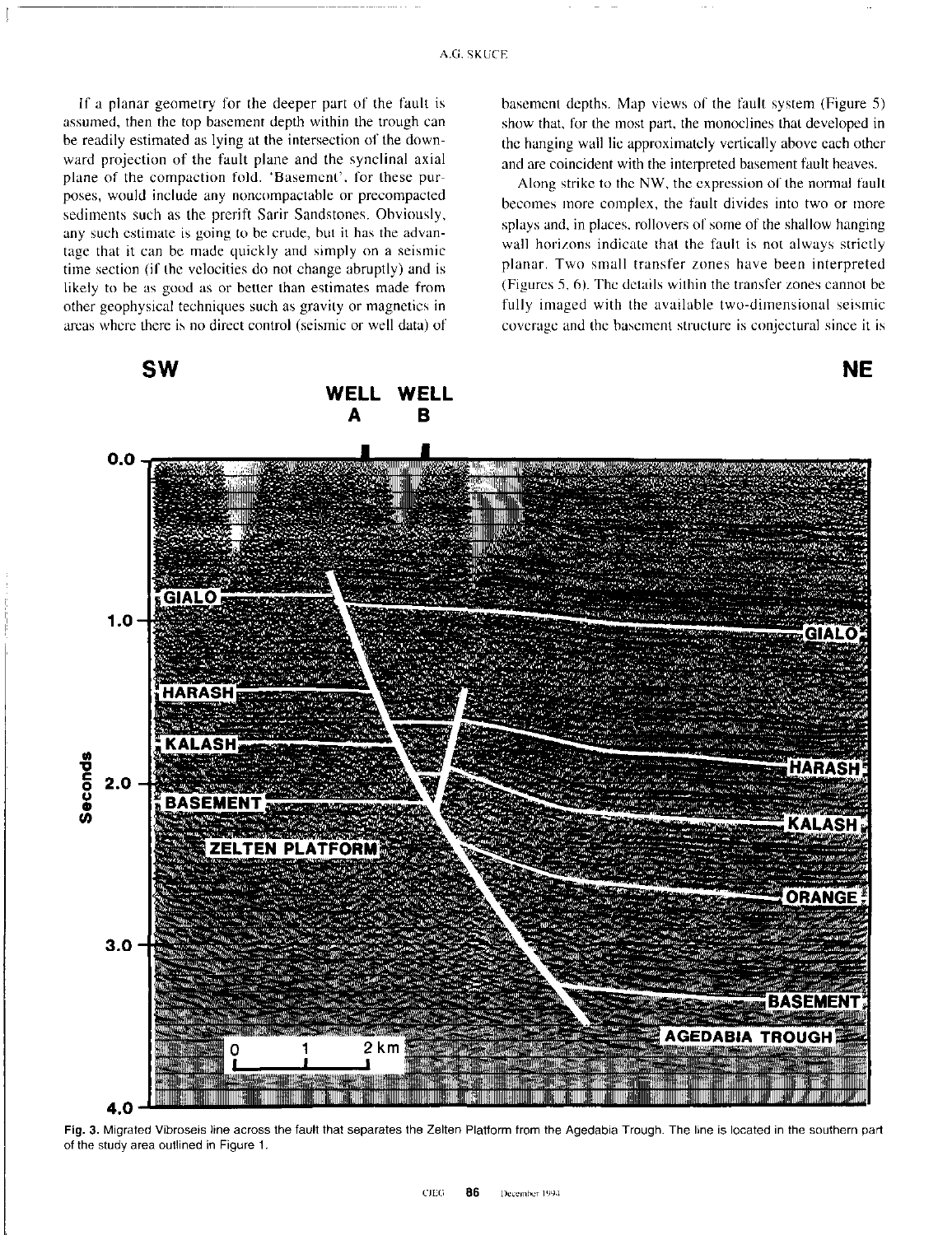If a planar geometry for the deeper part of the fault is assumed, then the top basement depth within the trough can be readily estimated as lying at the intersection of the downward projection of the fault plane and the synclinal axial plane of the compaction fold. 'Basement', for these purposes, would include any noncompactable or precompacted sediments such as the prerift Sarir Sandstones. Obviously, any such estimate is going to be crude, but it has the advantage that it can be made quickly and simply on a seismic time section (if the velocities do not change abruptly) and is likely to be as good as or better than estimates made from other geophysical techniques such as gravity or magnetics in areas where there is no direct control (seismic or well data) of basement depths. Map views of the fault system (Figure 5) show that, for the most part, the monoclines that developed in the hanging wall lie approximately vertically above each other and are coincident with the interpreted basement fault heaves.

Along strike to the NW, the expression of the normal fault becomes more complex, the fault divides into two or more splays and, in places, rollovers of some of the shallow hanging wall horizons indicate that the fault is not always strictly planar. Two small transfer zones have been interpreted (Figures 5, 6). The details within the transfer zones cannot be fully imaged with the available two-dimensional seismic coverage and the basement structure is conjectural since it is

**Fig. 3.** Migrated Vibroseis line across the fault that separates the Zelten Platform from the Agedabia Trough. The line is located in the southern part of the study area outlined in Figure 1.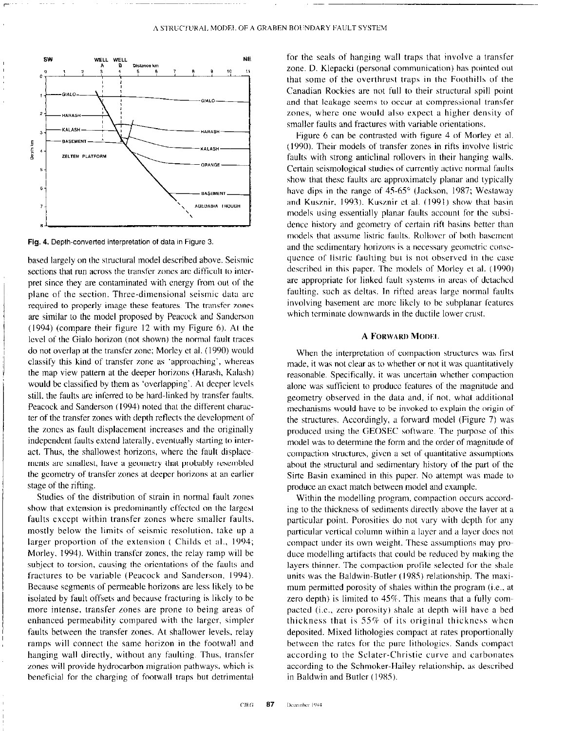Fig. 4. Depth-converted interpretation of data in Figure 3.

based largely on the structural model described above. Seismic sections that run across the transfer zones are difficult to interpret since they are contaminated with energy from out of the plane of the section. Three-dimensional seismic data are required to properly image these features. The transfer zones are similar to the model proposed by Peacock and Sanderson (1994) (compare their figure 12 with my Figure 6). At the level of the Gialo horizon (not shown) the normal fault traces do not overlap at the transfer zone; Morley et al. (1990) would classify this kind of transfer zone as 'approaching', whereas the map view pattern at the deeper horizons (Harash, Kalash) would be classified by them as 'overlapping'. At deeper levels still, the faults are inferred to be hard-linked by transfer faults. Peacock and Sanderson (1994) noted that the different character of the transfer zones with depth reflects the development of the zones as fault displacement increases and the originally independent faults extend laterally, eventually starting to interact. Thus, the shallowest horizons, where the fault displacements are smallest, have a geometry that probably resembled the geometry of transfer zones at deeper horizons at an earlier stage of the rifting.

Studies of the distribution of strain in normal fault zones show that extension is predominantly effected on the largest faults except within transfer zones where smaller faults, mostly below the limits of seismic resolution, take up a larger proportion of the extension ( Childs et al., 1994; Morley, 1994). Within transfer zones, the relay ramp will be subject to torsion, causing the orientations of the faults and fractures to be variable (Peacock and Sanderson, 1994). Because segments of permeable horizons are less likely to be isolated by fault offsets and because fracturing is likely to be more intense, transfer zones are prone to being areas of enhanced permeability compared with the larger, simpler faults between the transfer zones. At shallower levels, relay ramps will connect the same horizon in the footwall and hanging wall directly, without any faulting. Thus, transfer zones will provide hydrocarbon migration pathways, which is beneficial for the charging of footwall traps but detrimental for the seals of hanging wall traps that involve a transfer zone. D. Klepacki (personal communication) has pointed out that some of the overthrust traps in the Foothills of the Canadian Rockies are not full to their structural spill point and that leakage seems to occur at compressional transfer zones, where one would also expect a higher density of smaller faults and fractures with variable orientations.

Figure 6 can be contrasted with figure 4 of Morley et al. (1990). Their models of transfer zones in rifts involve listric faults with strong anticlinal rollovers in their hanging walls. Certain seismological studies of currently active normal faults show that these faults are approximately planar and typically have dips in the range of 45-65° (Jackson, 1987; Westaway and Kusznir, 1993). Kusznir et al. (1991) show that basin models using essentially planar faults account for the subsidence history and geometry of certain rift basins better than models that assume listric faults. Rollover of both basement and the sedimentary horizons is a necessary geometric consequence of listric faulting but is not observed in the case described in this paper. The models of Morley et al. (1990) are appropriate for linked fault systems in areas of detached faulting, such as deltas. In rifted areas large normal faults involving basement are more likely to be subplanar features which terminate downwards in the ductile lower crust.

## A Forward Model

When the interpretation of compaction structures was first made, it was not clear as to whether or not it was quantitatively reasonable. Specifically, it was uncertain whether compaction alone was sufficient to produce features of the magnitude and geometry observed in the data and, if not, what additional mechanisms would have to be invoked to explain the origin of the structures. Accordingly, a forward model (Figure 7) was produced using the GEOSEC software. The purpose of this model was to determine the form and the order of magnitude of compaction structures, given a set of quantitative assumptions about the structural and sedimentary history of the part of the Sirte Basin examined in this paper. No attempt was made to produce an exact match between model and example.

Within the modelling program, compaction occurs according to the thickness of sediments directly above the layer at a particular point. Porosities do not vary with depth for any particular vertical column within a layer and a layer does not compact under its own weight. These assumptions may produce modelling artifacts that could be reduced by making the layers thinner. The compaction profile selected for the shale units was the Baldwin-Butler (1985) relationship. The maximum permitted porosity of shales within the program (i.e., at zero depth) is limited to 45%. This means that a fully compacted (i.e., zero porosity) shale at depth will have a bed thickness that is 55% of its original thickness when deposited. Mixed lithologies compact at rates proportionally between the rates for the pure lithologies. Sands compact according to the Sclater-Christie curve and carbonates according to the Schmoker-Hailey relationship, as described in Baldwin and Butler (1985).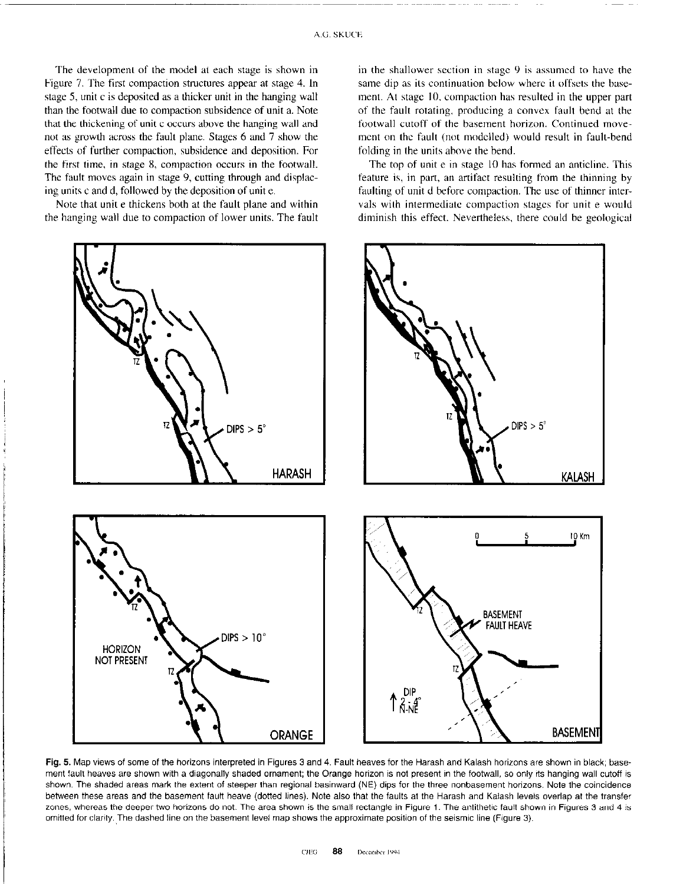The development of the model at each stage is shown in Figure 7. The first compaction structures appear at stage 4. In stage 5, unit c is deposited as a thicker unit in the hanging wall than the footwall due to compaction subsidence of unit a. Note that the thickening of unit c occurs above the hanging wall and not as growth across the fault plane. Stages 6 and 7 show the effects of further compaction, subsidence and deposition. For the first time, in stage 8, compaction occurs in the footwall. The fault moves again in stage 9, cutting through and displacing units c and d, followed by the deposition of unit e.

Note that unit e thickens both at the fault plane and within the hanging wall due to compaction of lower units. The fault in the shallower section in stage 9 is assumed to have the same dip as its continuation below where it offsets the basement. At stage 10, compaction has resulted in the upper part of the fault rotating, producing a convex fault bend at the footwall cutoff of the basement horizon. Continued movement on the fault (not modelled) would result in fault-bend folding in the units above the bend.

The top of unit e in stage 10 has formed an anticline. This feature is, in part, an artifact resulting from the thinning by faulting of unit d before compaction. The use of thinner intervals with intermediate compaction stages for unit e would diminish this effect. Nevertheless, there could be geological

**Fig. 5.** Map views of some of the horizons interpreted in Figures 3 and 4. Fault heaves for the Harash and Kalash horizons are shown in black; basement fault heaves are shown with a diagonally shaded ornament; the Orange horizon is not present in the footwall, so only its hanging wall cutoff is shown. The shaded areas mark the extent of steeper than regional basinward (NE) dips for the three nonbasement horizons. Note the coincidence between these areas and the basement fault heave (dotted lines). Note also that the faults at the Harash and Kalash levels overlap at the transfer zones, whereas the deeper two horizons do not. The area shown is the small rectangle in Figure 1. The antithetic fault shown in Figures 3 and 4 is omitted for clarity. The dashed line on the basement level map shows the approximate position of the seismic line (Figure 3).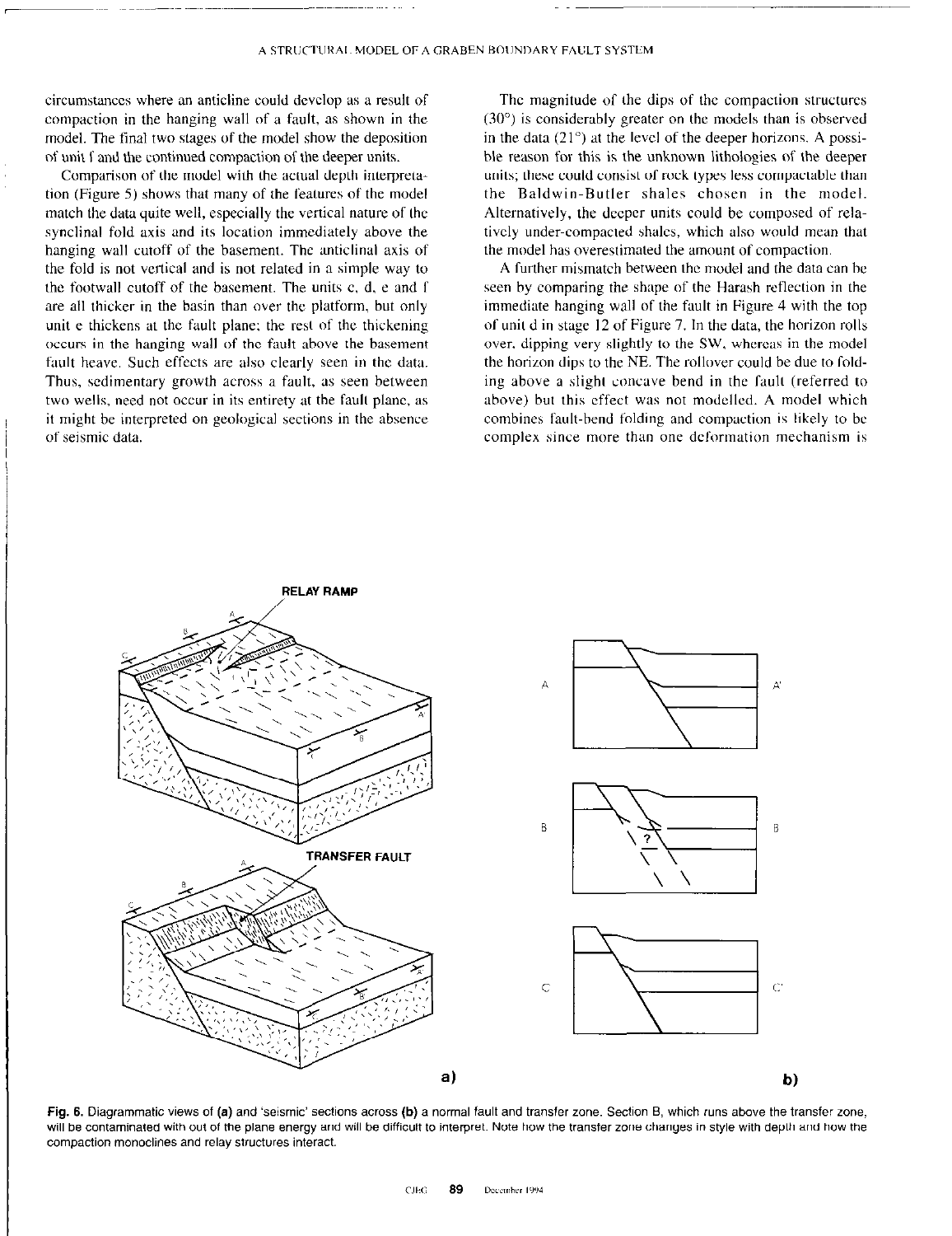circumstances where an anticline could develop as a result of compaction in the hanging wall of a fault, as shown in the model. The final two stages of the model show the deposition of unit f and the continued compaction of the deeper units.

Comparison of the model with the actual depth interpretation (Figure 5) shows that many of the features of the model match the data quite well, especially the vertical nature of the synclinal fold axis and its location immediately above the hanging wall cutoff of the basement. The anticlinal axis of the fold is not vertical and is not related in a simple way to the footwall cutoff of the basement. The units c, d, e and f are all thicker in the basin than over the platform, but only unit e thickens at the fault plane; the rest of the thickening occurs in the hanging wall of the fault above the basement fault heave. Such effects are also clearly seen in the data. Thus, sedimentary growth across a fault, as seen between two wells, need not occur in its entirety at the fault plane, as it might be interpreted on geological sections in the absence of seismic data.

The magnitude of the dips of the compaction structures (30°) is considerably greater on the models than is observed in the data (21°) at the level of the deeper horizons. A possible reason for this is the unknown lithologies of the deeper units; these could consist of rock types less compactable than the Baldwin-Butler shales chosen in the model. Alternatively, the deeper units could be composed of relatively under-compacted shales, which also would mean that the model has overestimated the amount of compaction.

A further mismatch between the model and the data can be seen by comparing the shape of the Harash reflection in the immediate hanging wall of the fault in Figure 4 with the top of unit d in stage 12 of Figure 7. In the data, the horizon rolls over, dipping very slightly to the SW, whereas in the model the horizon dips to the NE. The rollover could be due to folding above a slight concave bend in the fault (referred to above) but this effect was not modelled. A model which combines fault-bend folding and compaction is likely to be complex since more than one deformation mechanism is

**Fig. 6.** Diagrammatic views of **(a)** and 'seismic' sections across **(b)** a normal fault and transfer zone. Section B, which runs above the transfer zone, will be contaminated with out of the plane energy and will be difficult to interpret. Note how the transfer zone changes in style with depth and how the compaction monoclines and relay structures interact.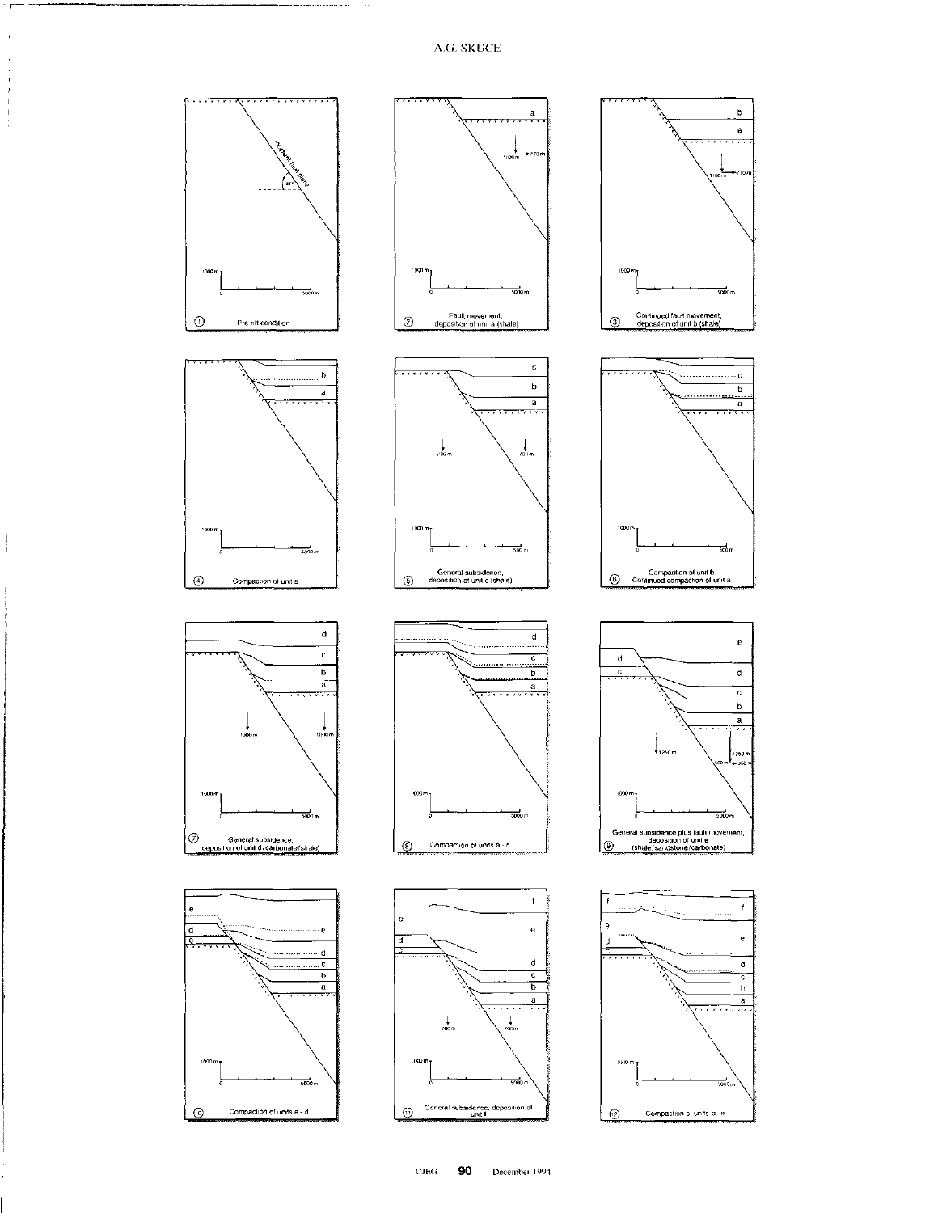1. Pre-rift condition
2. Fault movement, deposition of unit a (shale)
3. Continued fault movement, deposition of unit b (shale)
4. Compaction of unit a
5. General subsidence, deposition of unit c (shale)
6. Compaction of unit b, Continued compaction of unit a
7. General subsidence, deposition of unit d (carbonate/shale)
8. Compaction of units a - c
9. General subsidence plus fault movement, deposition of unit e (shale/sandstone/carbonate)
10. Compaction of units a - d
11. General subsidence, deposition of unit f
12. Compaction of units a - e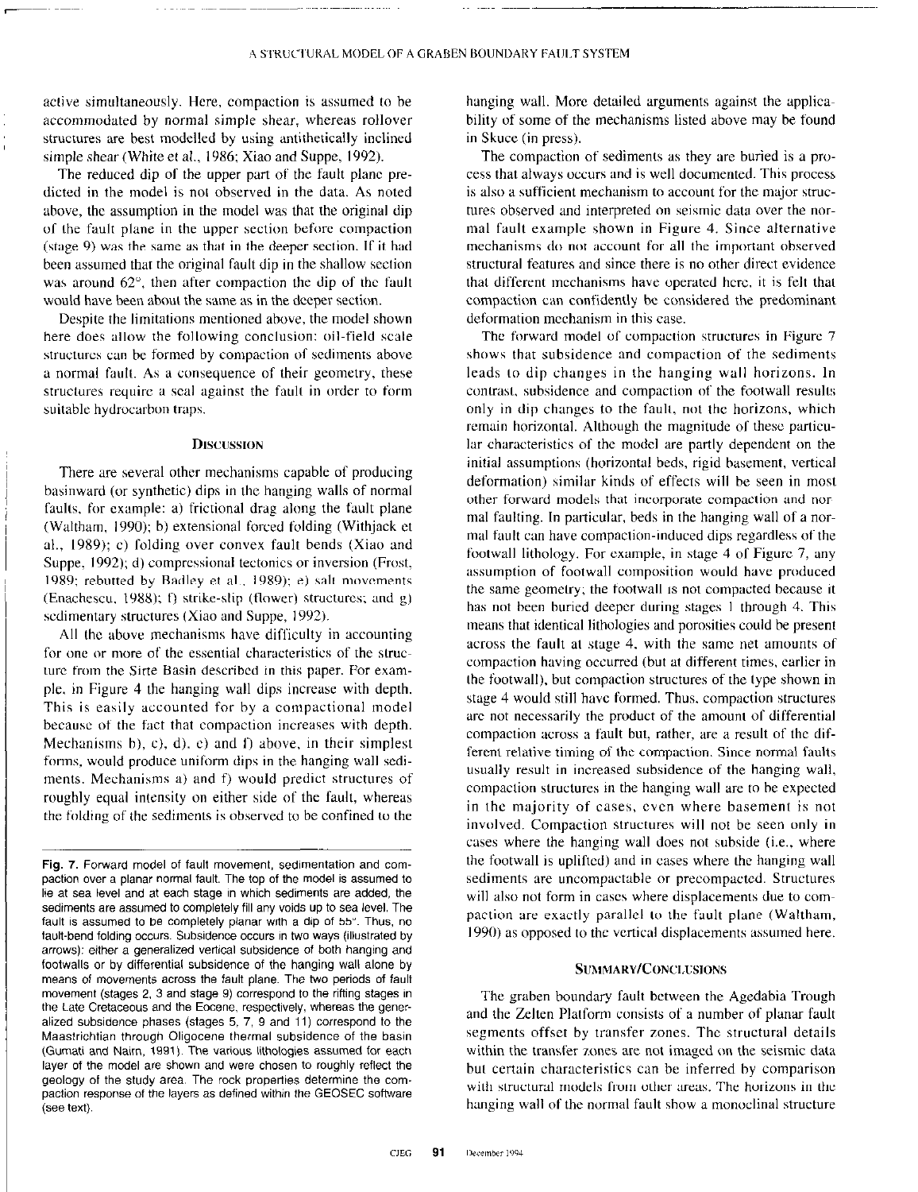active simultaneously. Here, compaction is assumed to be accommodated by normal simple shear, whereas rollover structures are best modelled by using antithetically inclined simple shear (White et al., 1986; Xiao and Suppe, 1992).

The reduced dip of the upper part of the fault plane predicted in the model is not observed in the data. As noted above, the assumption in the model was that the original dip of the fault plane in the upper section before compaction (stage 9) was the same as that in the deeper section. If it had been assumed that the original fault dip in the shallow section was around 62°, then after compaction the dip of the fault would have been about the same as in the deeper section.

Despite the limitations mentioned above, the model shown here does allow the following conclusion: oil-field scale structures can be formed by compaction of sediments above a normal fault. As a consequence of their geometry, these structures require a seal against the fault in order to form suitable hydrocarbon traps.

## Discussion

There are several other mechanisms capable of producing basinward (or synthetic) dips in the hanging walls of normal faults, for example: a) frictional drag along the fault plane (Waltham, 1990); b) extensional forced folding (Withjack et al., 1989); c) folding over convex fault bends (Xiao and Suppe, 1992); d) compressional tectonics or inversion (Frost, 1989; rebutted by Badley et al., 1989); e) salt movements (Enachescu, 1988); f) strike-slip (flower) structures; and g) sedimentary structures (Xiao and Suppe, 1992).

All the above mechanisms have difficulty in accounting for one or more of the essential characteristics of the structure from the Sirte Basin described in this paper. For example, in Figure 4 the hanging wall dips increase with depth. This is easily accounted for by a compactional model because of the fact that compaction increases with depth. Mechanisms b), c), d), e) and f) above, in their simplest forms, would produce uniform dips in the hanging wall sediments. Mechanisms a) and f) would predict structures of roughly equal intensity on either side of the fault, whereas the folding of the sediments is observed to be confined to the hanging wall. More detailed arguments against the applicability of some of the mechanisms listed above may be found in Skuce (in press).

The compaction of sediments as they are buried is a process that always occurs and is well documented. This process is also a sufficient mechanism to account for the major structures observed and interpreted on seismic data over the normal fault example shown in Figure 4. Since alternative mechanisms do not account for all the important observed structural features and since there is no other direct evidence that different mechanisms have operated here, it is felt that compaction can confidently be considered the predominant deformation mechanism in this case.

The forward model of compaction structures in Figure 7 shows that subsidence and compaction of the sediments leads to dip changes in the hanging wall horizons. In contrast, subsidence and compaction of the footwall results only in dip changes to the fault, not the horizons, which remain horizontal. Although the magnitude of these particular characteristics of the model are partly dependent on the initial assumptions (horizontal beds, rigid basement, vertical deformation) similar kinds of effects will be seen in most other forward models that incorporate compaction and normal faulting. In particular, beds in the hanging wall of a normal fault can have compaction-induced dips regardless of the footwall lithology. For example, in stage 4 of Figure 7, any assumption of footwall composition would have produced the same geometry; the footwall is not compacted because it has not been buried deeper during stages 1 through 4. This means that identical lithologies and porosities could be present across the fault at stage 4, with the same net amounts of compaction having occurred (but at different times, earlier in the footwall), but compaction structures of the type shown in stage 4 would still have formed. Thus, compaction structures are not necessarily the product of the amount of differential compaction across a fault but, rather, are a result of the different relative timing of the compaction. Since normal faults usually result in increased subsidence of the hanging wall, compaction structures in the hanging wall are to be expected in the majority of cases, even where basement is not involved. Compaction structures will not be seen only in cases where the hanging wall does not subside (i.e., where the footwall is uplifted) and in cases where the hanging wall sediments are uncompactable or precompacted. Structures will also not form in cases where displacements due to compaction are exactly parallel to the fault plane (Waltham, 1990) as opposed to the vertical displacements assumed here.

**Fig. 7.** Forward model of fault movement, sedimentation and compaction over a planar normal fault. The top of the model is assumed to lie at sea level and at each stage in which sediments are added, the sediments are assumed to completely fill any voids up to sea level. The fault is assumed to be completely planar with a dip of 55°. Thus, no fault-bend folding occurs. Subsidence occurs in two ways (illustrated by arrows): either a generalized vertical subsidence of both hanging and footwalls or by differential subsidence of the hanging wall alone by means of movements across the fault plane. The two periods of fault movement (stages 2, 3 and stage 9) correspond to the rifting stages in the Late Cretaceous and the Eocene, respectively, whereas the generalized subsidence phases (stages 5, 7, 9 and 11) correspond to the Maastrichtian through Oligocene thermal subsidence of the basin (Gumati and Nairn, 1991). The various lithologies assumed for each layer of the model are shown and were chosen to roughly reflect the geology of the study area. The rock properties determine the compaction response of the layers as defined within the GEOSEC software (see text).

## Summary/Conclusions

The graben boundary fault between the Agedabia Trough and the Zelten Platform consists of a number of planar fault segments offset by transfer zones. The structural details within the transfer zones are not imaged on the seismic data but certain characteristics can be inferred by comparison with structural models from other areas. The horizons in the hanging wall of the normal fault show a monoclinal structure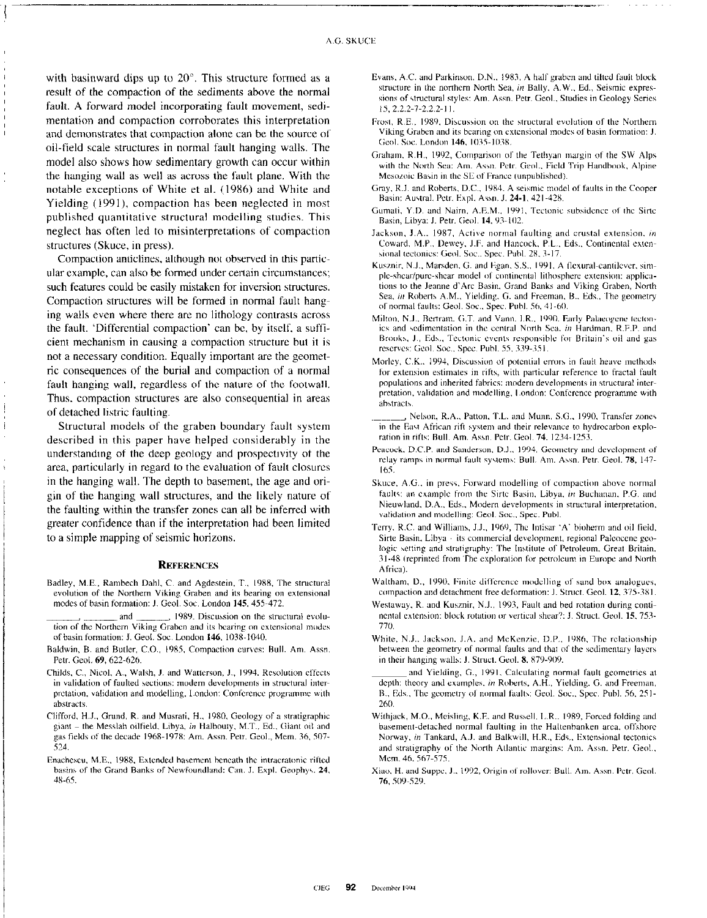with basinward dips up to 20°. This structure formed as a result of the compaction of the sediments above the normal fault. A forward model incorporating fault movement, sedimentation and compaction corroborates this interpretation and demonstrates that compaction alone can be the source of oil-field scale structures in normal fault hanging walls. The model also shows how sedimentary growth can occur within the hanging wall as well as across the fault plane. With the notable exceptions of White et al. (1986) and White and Yielding (1991), compaction has been neglected in most published quantitative structural modelling studies. This neglect has often led to misinterpretations of compaction structures (Skuce, in press).

Compaction anticlines, although not observed in this particular example, can also be formed under certain circumstances; such features could be easily mistaken for inversion structures. Compaction structures will be formed in normal fault hanging walls even where there are no lithology contrasts across the fault. 'Differential compaction' can be, by itself, a sufficient mechanism in causing a compaction structure but it is not a necessary condition. Equally important are the geometric consequences of the burial and compaction of a normal fault hanging wall, regardless of the nature of the footwall. Thus, compaction structures are also consequential in areas of detached listric faulting.

Structural models of the graben boundary fault system described in this paper have helped considerably in the understanding of the deep geology and prospectivity of the area, particularly in regard to the evaluation of fault closures in the hanging wall. The depth to basement, the age and origin of the hanging wall structures, and the likely nature of the faulting within the transfer zones can all be inferred with greater confidence than if the interpretation had been limited to a simple mapping of seismic horizons.

## References

Badley, M.E., Rambech Dahl, C. and Agdestein, T., 1988, The structural evolution of the Northern Viking Graben and its bearing on extensional modes of basin formation: J. Geol. Soc. London **145**, 455-472.

_______, _______ and _______, 1989. Discussion on the structural evolution of the Northern Viking Graben and its bearing on extensional modes of basin formation: J. Geol. Soc. London **146**, 1038-1040.

Baldwin, B. and Butler, C.O., 1985, Compaction curves: Bull. Am. Assn. Petr. Geol. **69**, 622-626.

Childs, C., Nicol, A., Walsh, J. and Watterson, J., 1994. Resolution effects in validation of faulted sections: modern developments in structural interpretation, validation and modelling, London: Conference programme with abstracts.

Clifford, H.J., Grund, R. and Musrati, H., 1980, Geology of a stratigraphic giant – the Messlah oilfield, Libya, *in* Halbouty, M.T., Ed., Giant oil and gas fields of the decade 1968-1978: Am. Assn. Petr. Geol., Mem. 36, 507-524.

Enachescu, M.E., 1988, Extended basement beneath the intracratonic rifted basins of the Grand Banks of Newfoundland: Can. J. Expl. Geophys. **24**, 48-65.

Evans, A.C. and Parkinson, D.N., 1983, A half graben and tilted fault block structure in the northern North Sea, *in* Bally, A.W., Ed., Seismic expressions of structural styles: Am. Assn. Petr. Geol., Studies in Geology Series 15, 2.2.2-7-2.2.2-11.

Frost, R.E., 1989, Discussion on the structural evolution of the Northern Viking Graben and its bearing on extensional modes of basin formation: J. Geol. Soc. London **146**, 1035-1038.

Graham, R.H., 1992, Comparison of the Tethyan margin of the SW Alps with the North Sea: Am. Assn. Petr. Geol., Field Trip Handbook, Alpine Mesozoic Basin in the SE of France (unpublished).

Gray, R.J. and Roberts, D.C., 1984. A seismic model of faults in the Cooper Basin: Austral. Petr. Expl. Assn. J. **24-1**, 421-428.

Gumati, Y.D. and Nairn, A.E.M., 1991, Tectonic subsidence of the Sirte Basin, Libya: J. Petr. Geol. **14**, 93-102.

Jackson, J.A., 1987, Active normal faulting and crustal extension, *in* Coward, M.P., Dewey, J.F. and Hancock, P.L., Eds., Continental extensional tectonics: Geol. Soc., Spec. Publ. 28, 3-17.

Kusznir, N.J., Marsden, G. and Egan, S.S., 1991, A flexural-cantilever, simple-shear/pure-shear model of continental lithosphere extension: applications to the Jeanne d'Arc Basin, Grand Banks and Viking Graben, North Sea, *in* Roberts A.M., Yielding, G. and Freeman, B., Eds., The geometry of normal faults: Geol. Soc., Spec. Publ. 56, 41-60.

Milton, N.J., Bertram, G.T. and Vann, I.R., 1990. Early Palaeogene tectonics and sedimentation in the central North Sea, *in* Hardman, R.F.P. and Brooks, J., Eds., Tectonic events responsible for Britain's oil and gas reserves: Geol. Soc., Spec. Publ. 55, 339-351.

Morley, C.K., 1994, Discussion of potential errors in fault heave methods for extension estimates in rifts, with particular reference to fractal fault populations and inherited fabrics: modern developments in structural interpretation, validation and modelling, London: Conference programme with abstracts.

_______, Nelson, R.A., Patton, T.L. and Munn, S.G., 1990, Transfer zones in the East African rift system and their relevance to hydrocarbon exploration in rifts: Bull. Am. Assn. Petr. Geol. **74**, 1234-1253.

Peacock, D.C.P. and Sanderson, D.J., 1994, Geometry and development of relay ramps in normal fault systems: Bull. Am. Assn. Petr. Geol. **78**, 147-165.

Skuce, A.G., in press, Forward modelling of compaction above normal faults: an example from the Sirte Basin, Libya, *in* Buchanan, P.G. and Nieuwland, D.A., Eds., Modern developments in structural interpretation, validation and modelling: Geol. Soc., Spec. Publ.

Terry, R.C. and Williams, J.J., 1969, The Intisar 'A' bioherm and oil field, Sirte Basin, Libya – its commercial development, regional Paleocene geologic setting and stratigraphy: The Institute of Petroleum, Great Britain, 31-48 (reprinted from The exploration for petroleum in Europe and North Africa).

Waltham, D., 1990, Finite difference modelling of sand box analogues, compaction and detachment free deformation: J. Struct. Geol. **12**, 375-381.

Westaway, R. and Kusznir, N.J., 1993, Fault and bed rotation during continental extension: block rotation or vertical shear?: J. Struct. Geol. **15**, 753-770.

White, N.J., Jackson, J.A. and McKenzie, D.P., 1986, The relationship between the geometry of normal faults and that of the sedimentary layers in their hanging walls: J. Struct. Geol. **8**, 879-909.

_______ and Yielding, G., 1991, Calculating normal fault geometries at depth: theory and examples, *in* Roberts, A.H., Yielding, G. and Freeman, B., Eds., The geometry of normal faults: Geol. Soc., Spec. Publ. 56, 251-260.

Withjack, M.O., Meisling, K.E. and Russell, L.R., 1989, Forced folding and basement-detached normal faulting in the Haltenbanken area, offshore Norway, *in* Tankard, A.J. and Balkwill, H.R., Eds., Extensional tectonics and stratigraphy of the North Atlantic margins: Am. Assn. Petr. Geol., Mem. 46, 567-575.

Xiao, H. and Suppe, J., 1992, Origin of rollover: Bull. Am. Assn. Petr. Geol. **76**, 509-529.